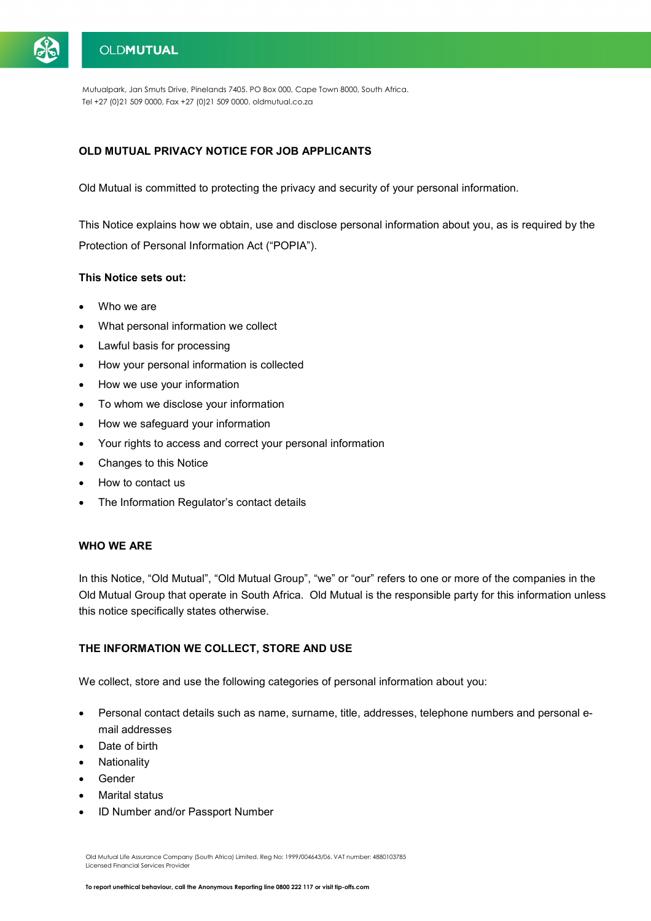Mutualpark, Jan Smuts Drive, Pinelands 7405. PO Box 000, Cape Town 8000, South Africa.
Tel +27 (0)21 509 0000, Fax +27 (0)21 509 0000. oldmutual.co.za

# OLD MUTUAL PRIVACY NOTICE FOR JOB APPLICANTS

Old Mutual is committed to protecting the privacy and security of your personal information.

This Notice explains how we obtain, use and disclose personal information about you, as is required by the Protection of Personal Information Act ("POPIA").

**This Notice sets out:**

- Who we are
- What personal information we collect
- Lawful basis for processing
- How your personal information is collected
- How we use your information
- To whom we disclose your information
- How we safeguard your information
- Your rights to access and correct your personal information
- Changes to this Notice
- How to contact us
- The Information Regulator's contact details

## WHO WE ARE

In this Notice, "Old Mutual", "Old Mutual Group", "we" or "our" refers to one or more of the companies in the Old Mutual Group that operate in South Africa. Old Mutual is the responsible party for this information unless this notice specifically states otherwise.

## THE INFORMATION WE COLLECT, STORE AND USE

We collect, store and use the following categories of personal information about you:

- Personal contact details such as name, surname, title, addresses, telephone numbers and personal e-mail addresses
- Date of birth
- Nationality
- Gender
- Marital status
- ID Number and/or Passport Number

Old Mutual Life Assurance Company (South Africa) Limited. Reg No: 1999/004643/06. VAT number: 4880103785
Licensed Financial Services Provider

**To report unethical behaviour, call the Anonymous Reporting line 0800 222 117 or visit tip-offs.com**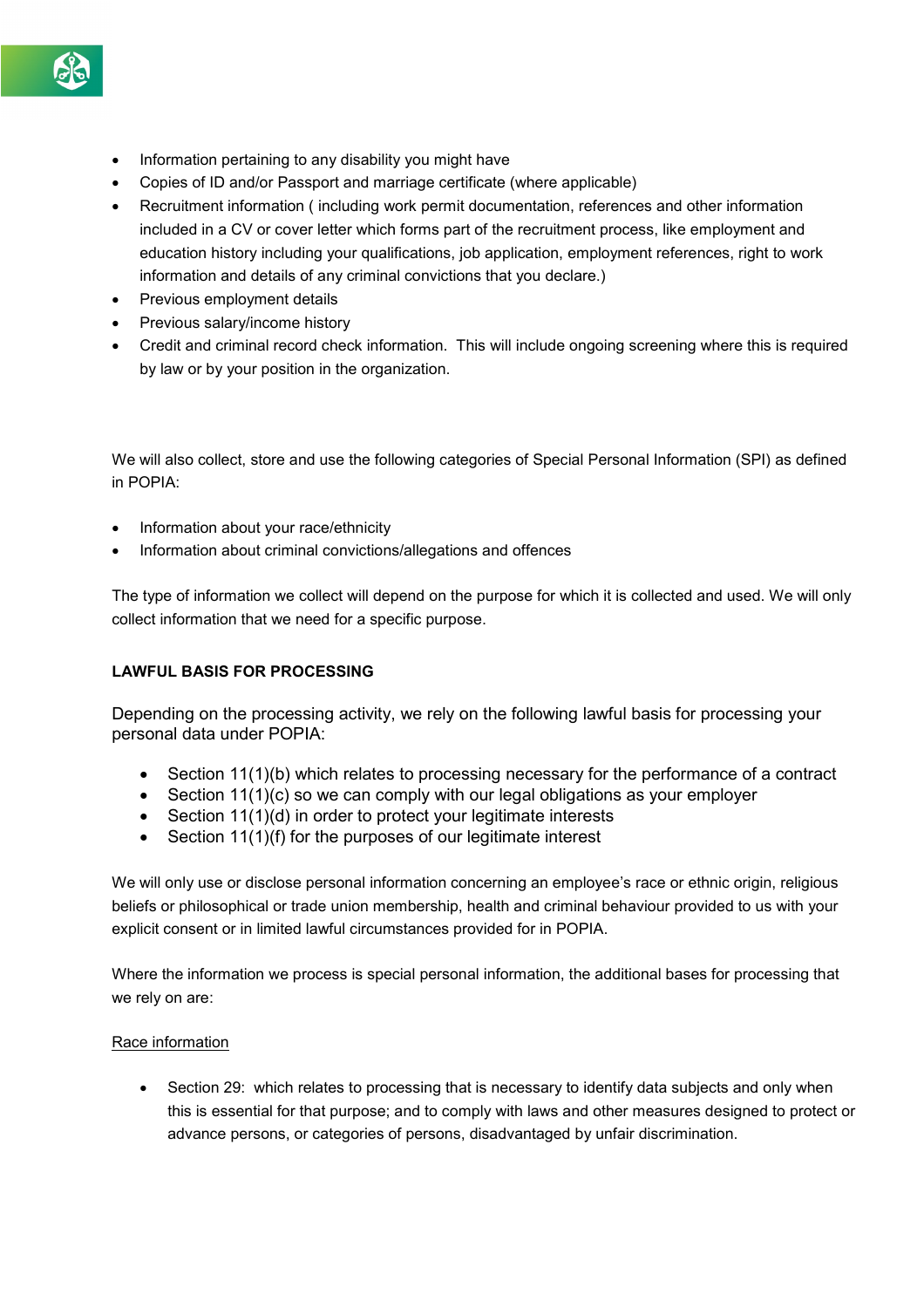- Information pertaining to any disability you might have
- Copies of ID and/or Passport and marriage certificate (where applicable)
- Recruitment information ( including work permit documentation, references and other information included in a CV or cover letter which forms part of the recruitment process, like employment and education history including your qualifications, job application, employment references, right to work information and details of any criminal convictions that you declare.)
- Previous employment details
- Previous salary/income history
- Credit and criminal record check information. This will include ongoing screening where this is required by law or by your position in the organization.

We will also collect, store and use the following categories of Special Personal Information (SPI) as defined in POPIA:

- Information about your race/ethnicity
- Information about criminal convictions/allegations and offences

The type of information we collect will depend on the purpose for which it is collected and used. We will only collect information that we need for a specific purpose.

**LAWFUL BASIS FOR PROCESSING**

Depending on the processing activity, we rely on the following lawful basis for processing your personal data under POPIA:

- Section 11(1)(b) which relates to processing necessary for the performance of a contract
- Section 11(1)(c) so we can comply with our legal obligations as your employer
- Section 11(1)(d) in order to protect your legitimate interests
- Section 11(1)(f) for the purposes of our legitimate interest

We will only use or disclose personal information concerning an employee's race or ethnic origin, religious beliefs or philosophical or trade union membership, health and criminal behaviour provided to us with your explicit consent or in limited lawful circumstances provided for in POPIA.

Where the information we process is special personal information, the additional bases for processing that we rely on are:

<u>Race information</u>

- Section 29: which relates to processing that is necessary to identify data subjects and only when this is essential for that purpose; and to comply with laws and other measures designed to protect or advance persons, or categories of persons, disadvantaged by unfair discrimination.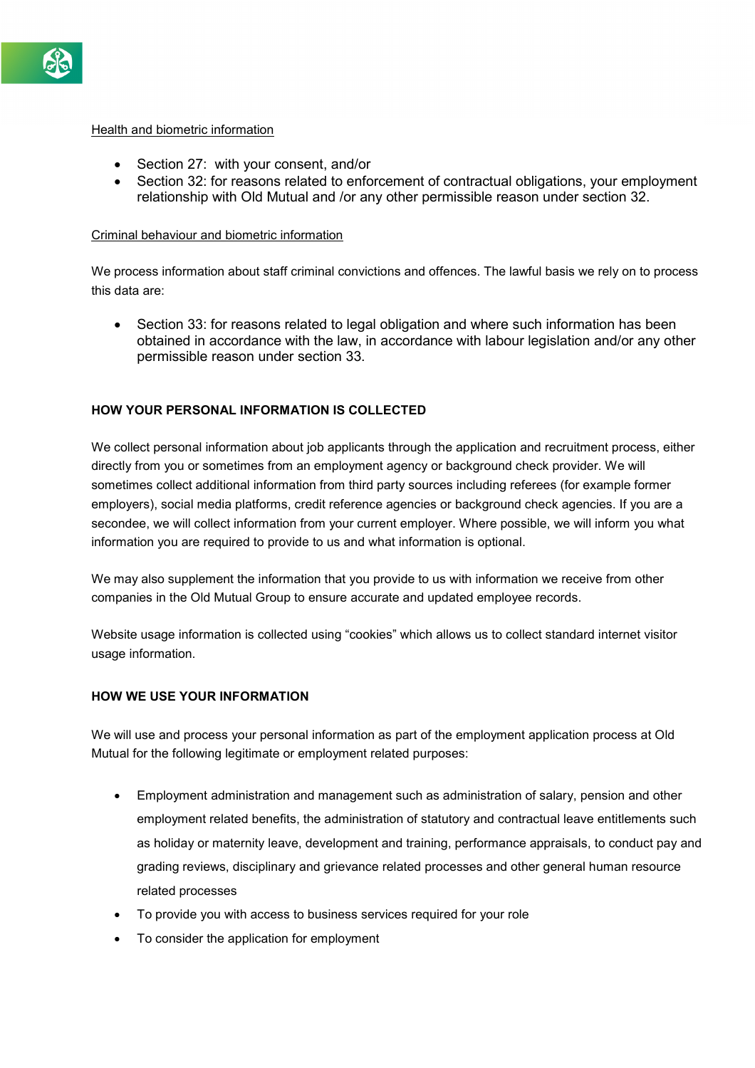<u>Health and biometric information</u>

- Section 27:  with your consent, and/or
- Section 32: for reasons related to enforcement of contractual obligations, your employment relationship with Old Mutual and /or any other permissible reason under section 32.

<u>Criminal behaviour and biometric information</u>

We process information about staff criminal convictions and offences. The lawful basis we rely on to process this data are:

- Section 33: for reasons related to legal obligation and where such information has been obtained in accordance with the law, in accordance with labour legislation and/or any other permissible reason under section 33.

**HOW YOUR PERSONAL INFORMATION IS COLLECTED**

We collect personal information about job applicants through the application and recruitment process, either directly from you or sometimes from an employment agency or background check provider. We will sometimes collect additional information from third party sources including referees (for example former employers), social media platforms, credit reference agencies or background check agencies. If you are a secondee, we will collect information from your current employer. Where possible, we will inform you what information you are required to provide to us and what information is optional.

We may also supplement the information that you provide to us with information we receive from other companies in the Old Mutual Group to ensure accurate and updated employee records.

Website usage information is collected using "cookies" which allows us to collect standard internet visitor usage information.

**HOW WE USE YOUR INFORMATION**

We will use and process your personal information as part of the employment application process at Old Mutual for the following legitimate or employment related purposes:

- Employment administration and management such as administration of salary, pension and other employment related benefits, the administration of statutory and contractual leave entitlements such as holiday or maternity leave, development and training, performance appraisals, to conduct pay and grading reviews, disciplinary and grievance related processes and other general human resource related processes
- To provide you with access to business services required for your role
- To consider the application for employment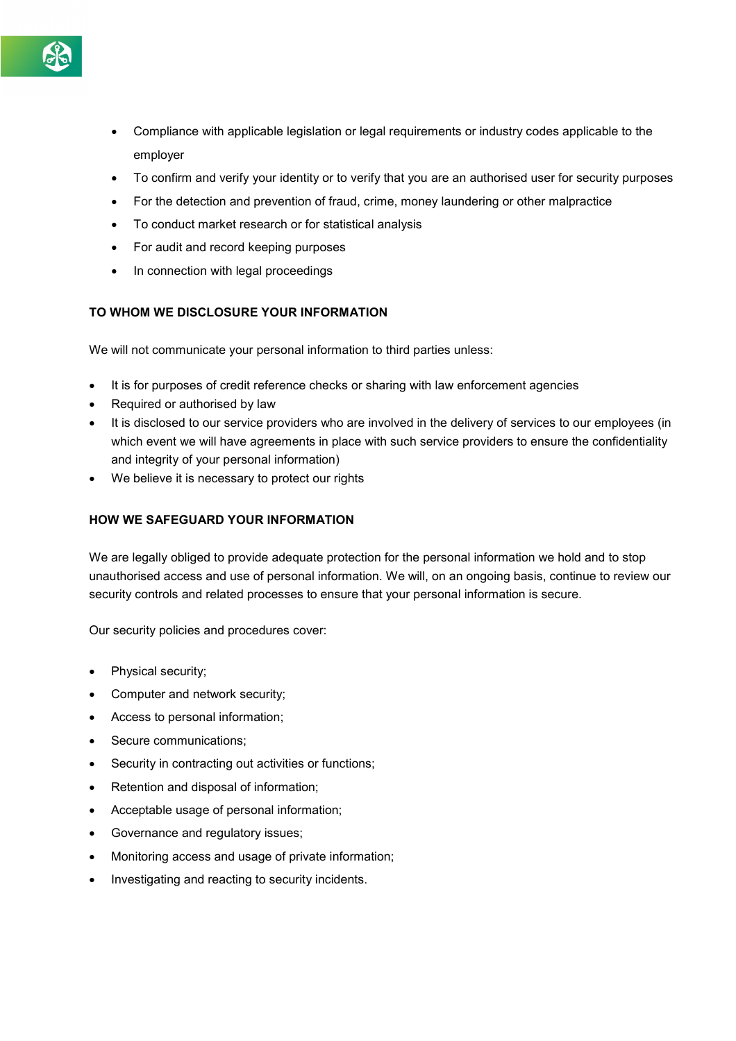- Compliance with applicable legislation or legal requirements or industry codes applicable to the employer
- To confirm and verify your identity or to verify that you are an authorised user for security purposes
- For the detection and prevention of fraud, crime, money laundering or other malpractice
- To conduct market research or for statistical analysis
- For audit and record keeping purposes
- In connection with legal proceedings

**TO WHOM WE DISCLOSURE YOUR INFORMATION**

We will not communicate your personal information to third parties unless:

- It is for purposes of credit reference checks or sharing with law enforcement agencies
- Required or authorised by law
- It is disclosed to our service providers who are involved in the delivery of services to our employees (in which event we will have agreements in place with such service providers to ensure the confidentiality and integrity of your personal information)
- We believe it is necessary to protect our rights

**HOW WE SAFEGUARD YOUR INFORMATION**

We are legally obliged to provide adequate protection for the personal information we hold and to stop unauthorised access and use of personal information. We will, on an ongoing basis, continue to review our security controls and related processes to ensure that your personal information is secure.

Our security policies and procedures cover:

- Physical security;
- Computer and network security;
- Access to personal information;
- Secure communications;
- Security in contracting out activities or functions;
- Retention and disposal of information;
- Acceptable usage of personal information;
- Governance and regulatory issues;
- Monitoring access and usage of private information;
- Investigating and reacting to security incidents.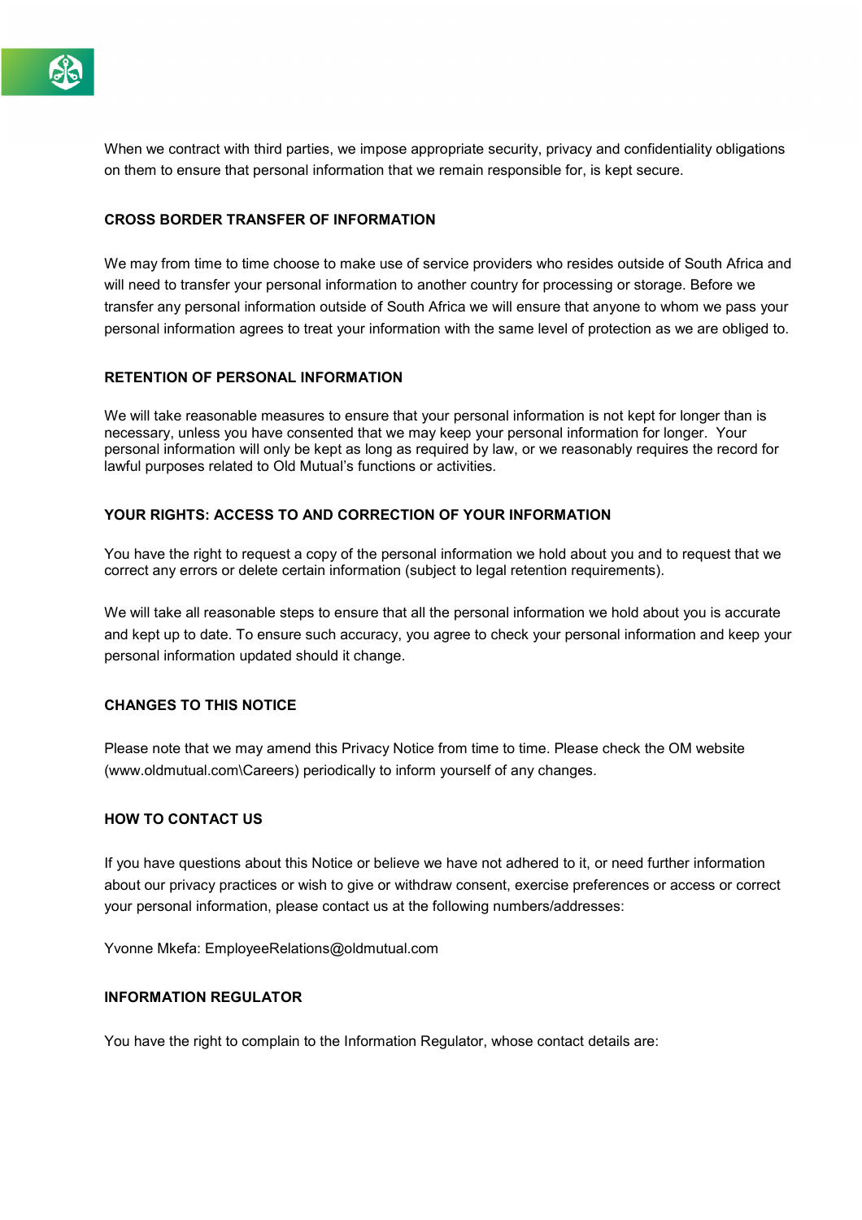When we contract with third parties, we impose appropriate security, privacy and confidentiality obligations on them to ensure that personal information that we remain responsible for, is kept secure.

## CROSS BORDER TRANSFER OF INFORMATION

We may from time to time choose to make use of service providers who resides outside of South Africa and will need to transfer your personal information to another country for processing or storage. Before we transfer any personal information outside of South Africa we will ensure that anyone to whom we pass your personal information agrees to treat your information with the same level of protection as we are obliged to.

## RETENTION OF PERSONAL INFORMATION

We will take reasonable measures to ensure that your personal information is not kept for longer than is necessary, unless you have consented that we may keep your personal information for longer. Your personal information will only be kept as long as required by law, or we reasonably requires the record for lawful purposes related to Old Mutual's functions or activities.

## YOUR RIGHTS: ACCESS TO AND CORRECTION OF YOUR INFORMATION

You have the right to request a copy of the personal information we hold about you and to request that we correct any errors or delete certain information (subject to legal retention requirements).

We will take all reasonable steps to ensure that all the personal information we hold about you is accurate and kept up to date. To ensure such accuracy, you agree to check your personal information and keep your personal information updated should it change.

## CHANGES TO THIS NOTICE

Please note that we may amend this Privacy Notice from time to time. Please check the OM website (www.oldmutual.com\Careers) periodically to inform yourself of any changes.

## HOW TO CONTACT US

If you have questions about this Notice or believe we have not adhered to it, or need further information about our privacy practices or wish to give or withdraw consent, exercise preferences or access or correct your personal information, please contact us at the following numbers/addresses:

Yvonne Mkefa: EmployeeRelations@oldmutual.com

## INFORMATION REGULATOR

You have the right to complain to the Information Regulator, whose contact details are: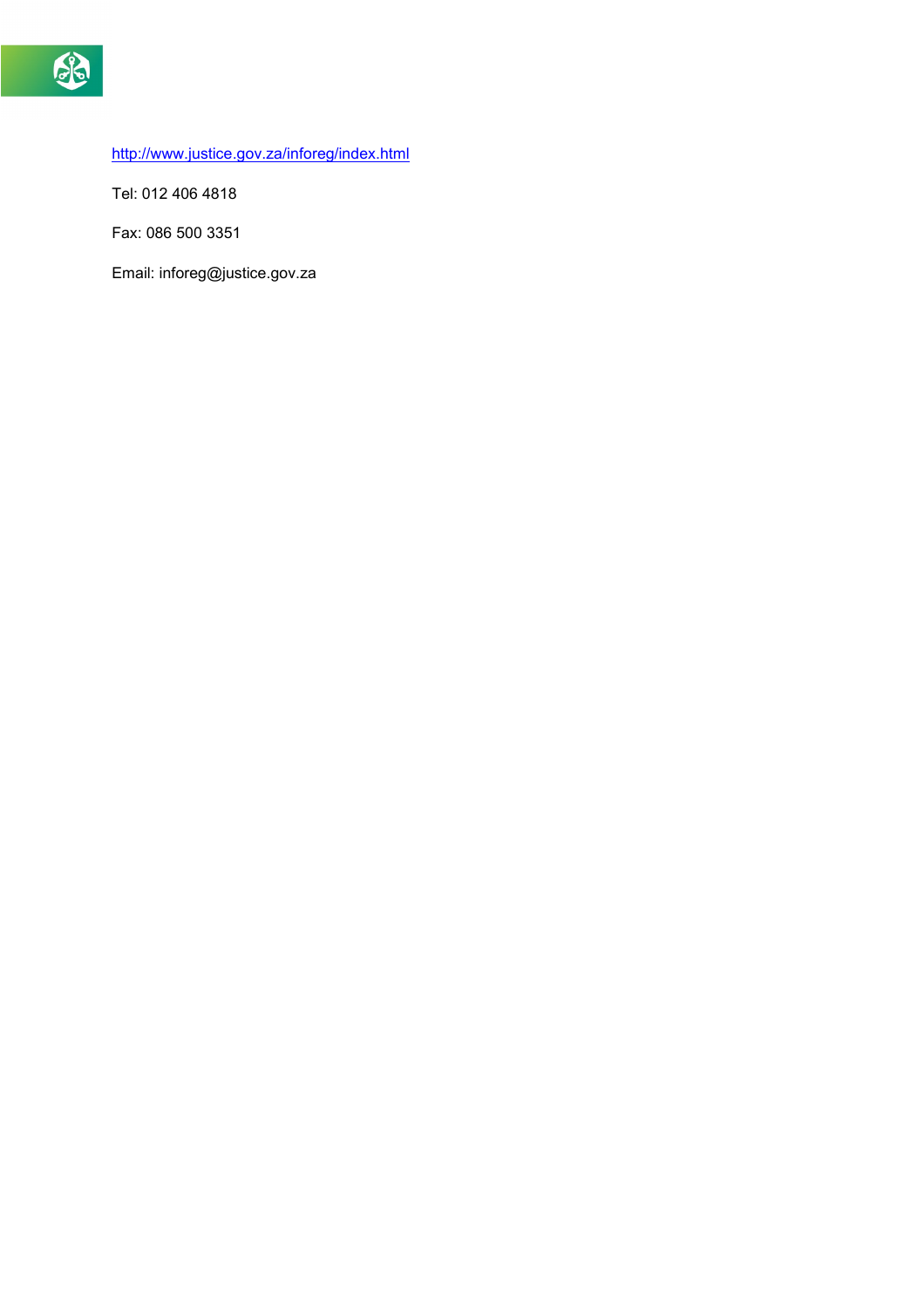http://www.justice.gov.za/inforeg/index.html

Tel: 012 406 4818

Fax: 086 500 3351

Email: inforeg@justice.gov.za